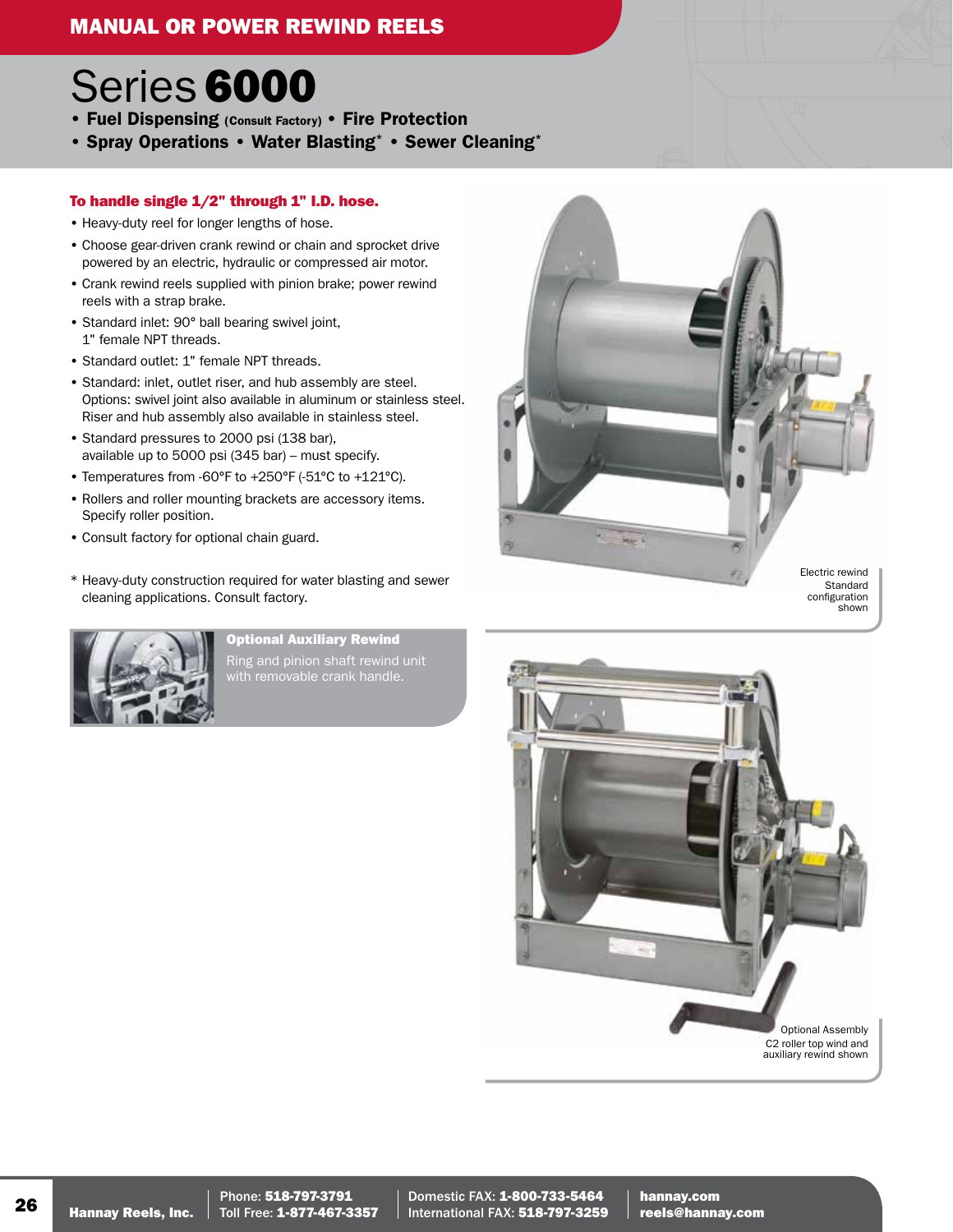# MANUAL OR POWER REWIND REELS

# Series **6000**

- **Fuel Dispensing** **(Consult Factory)** • **Fire Protection**
- **Spray Operations** • **Water Blasting*** • **Sewer Cleaning***

### To handle single 1/2" through 1" I.D. hose.

- Heavy-duty reel for longer lengths of hose.
- Choose gear-driven crank rewind or chain and sprocket drive powered by an electric, hydraulic or compressed air motor.
- Crank rewind reels supplied with pinion brake; power rewind reels with a strap brake.
- Standard inlet: 90° ball bearing swivel joint, 1" female NPT threads.
- Standard outlet: 1" female NPT threads.
- Standard: inlet, outlet riser, and hub assembly are steel. Options: swivel joint also available in aluminum or stainless steel. Riser and hub assembly also available in stainless steel.
- Standard pressures to 2000 psi (138 bar), available up to 5000 psi (345 bar) – must specify.
- Temperatures from -60°F to +250°F (-51°C to +121°C).
- Rollers and roller mounting brackets are accessory items. Specify roller position.
- Consult factory for optional chain guard.

\* Heavy-duty construction required for water blasting and sewer cleaning applications. Consult factory.

**Optional Auxiliary Rewind**

Ring and pinion shaft rewind unit with removable crank handle.

Electric rewind Standard configuration shown

Optional Assembly C2 roller top wind and auxiliary rewind shown

**Hannay Reels, Inc.** | Phone: **518-797-3791** | Toll Free: **1-877-467-3357** | Domestic FAX: **1-800-733-5464** | International FAX: **518-797-3259** | **hannay.com** | **reels@hannay.com**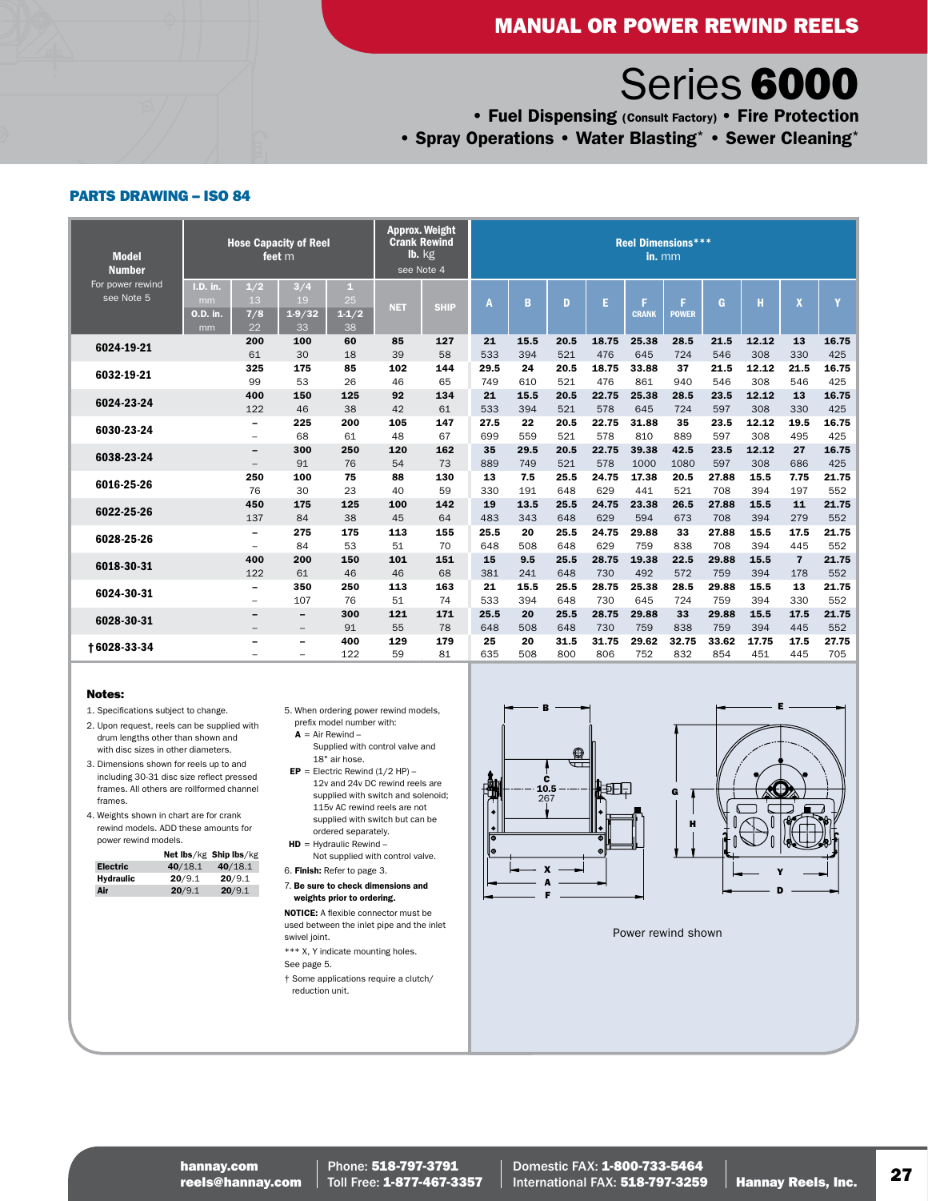# MANUAL OR POWER REWIND REELS

# Series 6000

• Fuel Dispensing (Consult Factory) • Fire Protection
• Spray Operations • Water Blasting* • Sewer Cleaning*

## PARTS DRAWING – ISO 84

| Model Number (For power rewind see Note 5) | Hose Capacity of Reel feet m | | | Approx. Weight Crank Rewind lb. kg (see Note 4) | | Reel Dimensions*** in. mm | | | | | | | | | |
|---|---|---|---|---|---|---|---|---|---|---|---|---|---|---|---|
| I.D. in. / mm — O.D. in. / mm | 1/2 13 — 7/8 22 | 3/4 19 — 1-9/32 33 | 1 25 — 1-1/2 38 | NET | SHIP | A | B | D | E | F CRANK | F POWER | G | H | X | Y |
| 6024-19-21 | 200 / 61 | 100 / 30 | 60 / 18 | 85 / 39 | 127 / 58 | 21 / 533 | 15.5 / 394 | 20.5 / 521 | 18.75 / 476 | 25.38 / 645 | 28.5 / 724 | 21.5 / 546 | 12.12 / 308 | 13 / 330 | 16.75 / 425 |
| 6032-19-21 | 325 / 99 | 175 / 53 | 85 / 26 | 102 / 46 | 144 / 65 | 29.5 / 749 | 24 / 610 | 20.5 / 521 | 18.75 / 476 | 33.88 / 861 | 37 / 940 | 21.5 / 546 | 12.12 / 308 | 21.5 / 546 | 16.75 / 425 |
| 6024-23-24 | 400 / 122 | 150 / 46 | 125 / 38 | 92 / 42 | 134 / 61 | 21 / 533 | 15.5 / 394 | 20.5 / 521 | 22.75 / 578 | 25.38 / 645 | 28.5 / 724 | 23.5 / 597 | 12.12 / 308 | 13 / 330 | 16.75 / 425 |
| 6030-23-24 | – / – | 225 / 68 | 200 / 61 | 105 / 48 | 147 / 67 | 27.5 / 699 | 22 / 559 | 20.5 / 521 | 22.75 / 578 | 31.88 / 810 | 35 / 889 | 23.5 / 597 | 12.12 / 308 | 19.5 / 495 | 16.75 / 425 |
| 6038-23-24 | – / – | 300 / 91 | 250 / 76 | 120 / 54 | 162 / 73 | 35 / 889 | 29.5 / 749 | 20.5 / 521 | 22.75 / 578 | 39.38 / 1000 | 42.5 / 1080 | 23.5 / 597 | 12.12 / 308 | 27 / 686 | 16.75 / 425 |
| 6016-25-26 | 250 / 76 | 100 / 30 | 75 / 23 | 88 / 40 | 130 / 59 | 13 / 330 | 7.5 / 191 | 25.5 / 648 | 24.75 / 629 | 17.38 / 441 | 20.5 / 521 | 27.88 / 708 | 15.5 / 394 | 7.75 / 197 | 21.75 / 552 |
| 6022-25-26 | 450 / 137 | 175 / 84 | 125 / 38 | 100 / 45 | 142 / 64 | 19 / 483 | 13.5 / 343 | 25.5 / 648 | 24.75 / 629 | 23.38 / 594 | 26.5 / 673 | 27.88 / 708 | 15.5 / 394 | 11 / 279 | 21.75 / 552 |
| 6028-25-26 | – / – | 275 / 84 | 175 / 53 | 113 / 51 | 155 / 70 | 25.5 / 648 | 20 / 508 | 25.5 / 648 | 24.75 / 629 | 29.88 / 759 | 33 / 838 | 27.88 / 708 | 15.5 / 394 | 17.5 / 445 | 21.75 / 552 |
| 6018-30-31 | 400 / 122 | 200 / 61 | 150 / 46 | 101 / 46 | 151 / 68 | 15 / 381 | 9.5 / 241 | 25.5 / 648 | 28.75 / 730 | 19.38 / 492 | 22.5 / 572 | 29.88 / 759 | 15.5 / 394 | 7 / 178 | 21.75 / 552 |
| 6024-30-31 | – / – | 350 / 107 | 250 / 76 | 113 / 51 | 163 / 74 | 21 / 533 | 15.5 / 394 | 25.5 / 648 | 28.75 / 730 | 25.38 / 645 | 28.5 / 724 | 29.88 / 759 | 15.5 / 394 | 13 / 330 | 21.75 / 552 |
| 6028-30-31 | – / – | – / – | 300 / 91 | 121 / 55 | 171 / 78 | 25.5 / 648 | 20 / 508 | 25.5 / 648 | 28.75 / 730 | 29.88 / 759 | 33 / 838 | 29.88 / 759 | 15.5 / 394 | 17.5 / 445 | 21.75 / 552 |
| †6028-33-34 | – / – | – / – | 400 / 122 | 129 / 59 | 179 / 81 | 25 / 635 | 20 / 508 | 31.5 / 800 | 31.75 / 806 | 29.62 / 752 | 32.75 / 832 | 33.62 / 854 | 17.75 / 451 | 17.5 / 445 | 27.75 / 705 |

### Notes:

1. Specifications subject to change.
2. Upon request, reels can be supplied with drum lengths other than shown and with disc sizes in other diameters.
3. Dimensions shown for reels up to and including 30-31 disc size reflect pressed frames. All others are rollformed channel frames.
4. Weights shown in chart are for crank rewind models. ADD these amounts for power rewind models.

| | Net lbs/kg | Ship lbs/kg |
|---|---|---|
| Electric | 40/18.1 | 40/18.1 |
| Hydraulic | 20/9.1 | 20/9.1 |
| Air | 20/9.1 | 20/9.1 |

5. When ordering power rewind models, prefix model number with:
   - **A** = Air Rewind – Supplied with control valve and 18" air hose.
   - **EP** = Electric Rewind (1/2 HP) – 12v and 24v DC rewind reels are supplied with switch and solenoid; 115v AC rewind reels are not supplied with switch but can be ordered separately.
   - **HD** = Hydraulic Rewind – Not supplied with control valve.
6. **Finish:** Refer to page 3.
7. **Be sure to check dimensions and weights prior to ordering.**

**NOTICE:** A flexible connector must be used between the inlet pipe and the inlet swivel joint.

*** X, Y indicate mounting holes. See page 5.

† Some applications require a clutch/reduction unit.

B
C
10.5
267
X
A
F
E
G
H
Y
D

Power rewind shown

hannay.com
reels@hannay.com
Phone: **518-797-3791**
Toll Free: **1-877-467-3357**
Domestic FAX: **1-800-733-5464**
International FAX: **518-797-3259**
**Hannay Reels, Inc.**